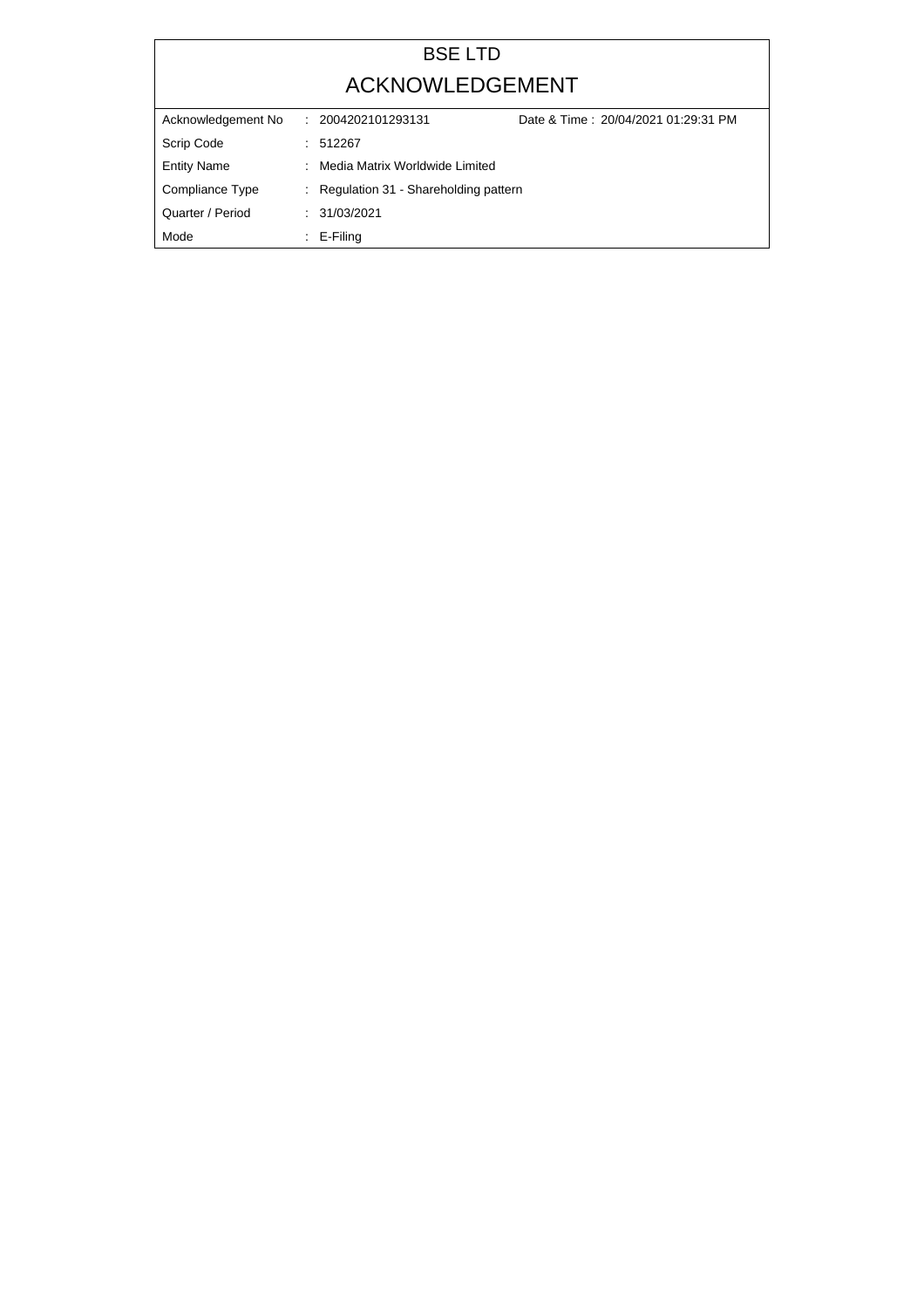# BSE LTD

## ACKNOWLEDGEMENT

| | | |
|---|---|---|
| Acknowledgement No | : 2004202101293131 | Date & Time : 20/04/2021 01:29:31 PM |
| Scrip Code | : 512267 | |
| Entity Name | : Media Matrix Worldwide Limited | |
| Compliance Type | : Regulation 31 - Shareholding pattern | |
| Quarter / Period | : 31/03/2021 | |
| Mode | : E-Filing | |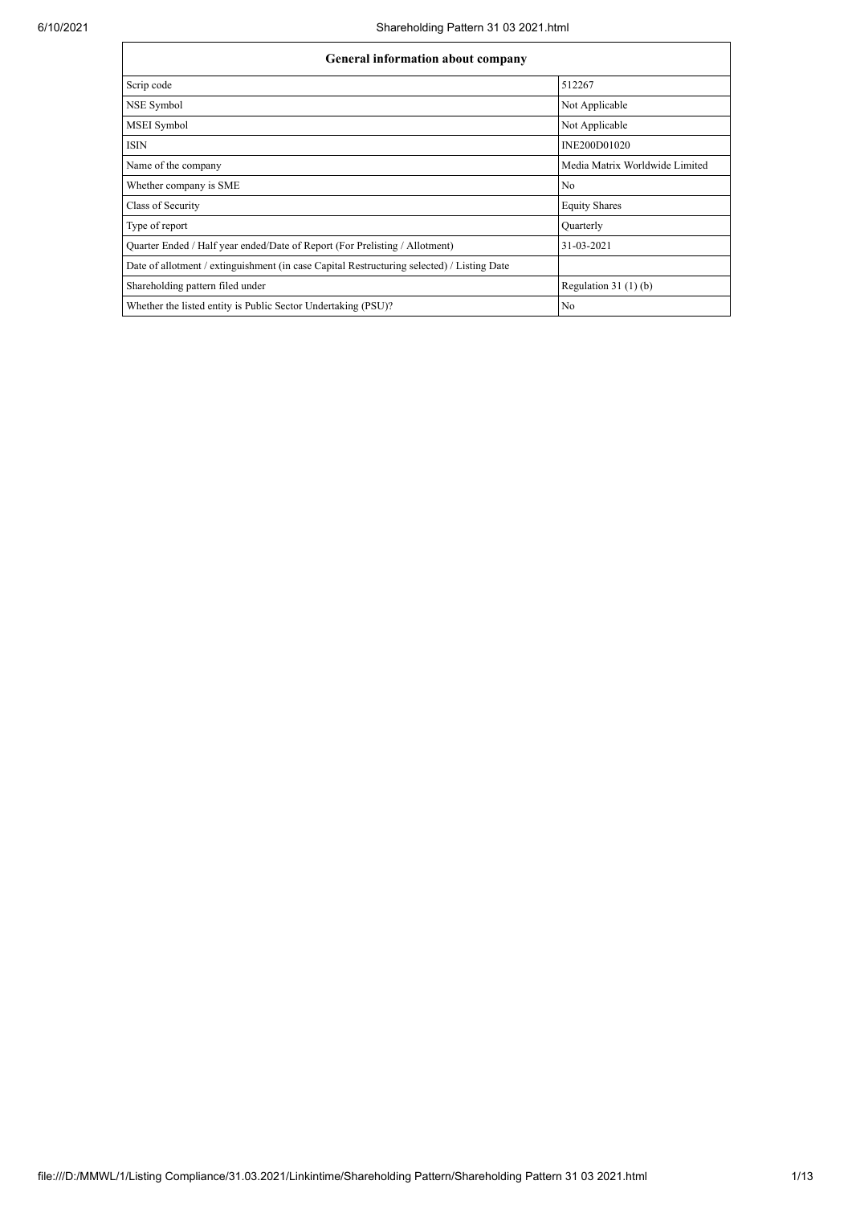| General information about company | |
|---|---|
| Scrip code | 512267 |
| NSE Symbol | Not Applicable |
| MSEI Symbol | Not Applicable |
| ISIN | INE200D01020 |
| Name of the company | Media Matrix Worldwide Limited |
| Whether company is SME | No |
| Class of Security | Equity Shares |
| Type of report | Quarterly |
| Quarter Ended / Half year ended/Date of Report (For Prelisting / Allotment) | 31-03-2021 |
| Date of allotment / extinguishment (in case Capital Restructuring selected) / Listing Date | |
| Shareholding pattern filed under | Regulation 31 (1) (b) |
| Whether the listed entity is Public Sector Undertaking (PSU)? | No |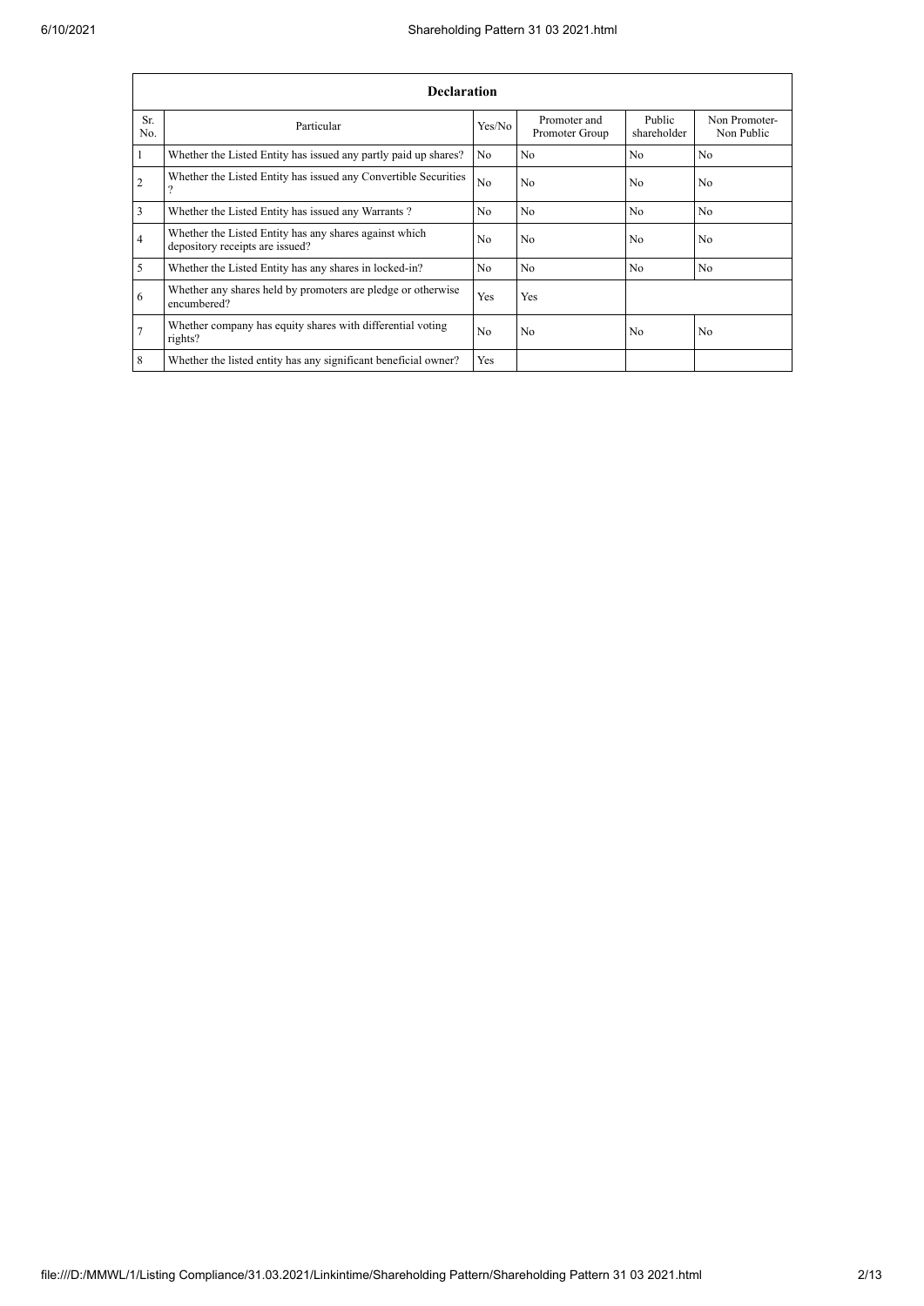| Declaration | | | | | |
|---|---|---|---|---|---|
| Sr. No. | Particular | Yes/No | Promoter and Promoter Group | Public shareholder | Non Promoter- Non Public |
| 1 | Whether the Listed Entity has issued any partly paid up shares? | No | No | No | No |
| 2 | Whether the Listed Entity has issued any Convertible Securities ? | No | No | No | No |
| 3 | Whether the Listed Entity has issued any Warrants ? | No | No | No | No |
| 4 | Whether the Listed Entity has any shares against which depository receipts are issued? | No | No | No | No |
| 5 | Whether the Listed Entity has any shares in locked-in? | No | No | No | No |
| 6 | Whether any shares held by promoters are pledge or otherwise encumbered? | Yes | Yes | | |
| 7 | Whether company has equity shares with differential voting rights? | No | No | No | No |
| 8 | Whether the listed entity has any significant beneficial owner? | Yes | | | |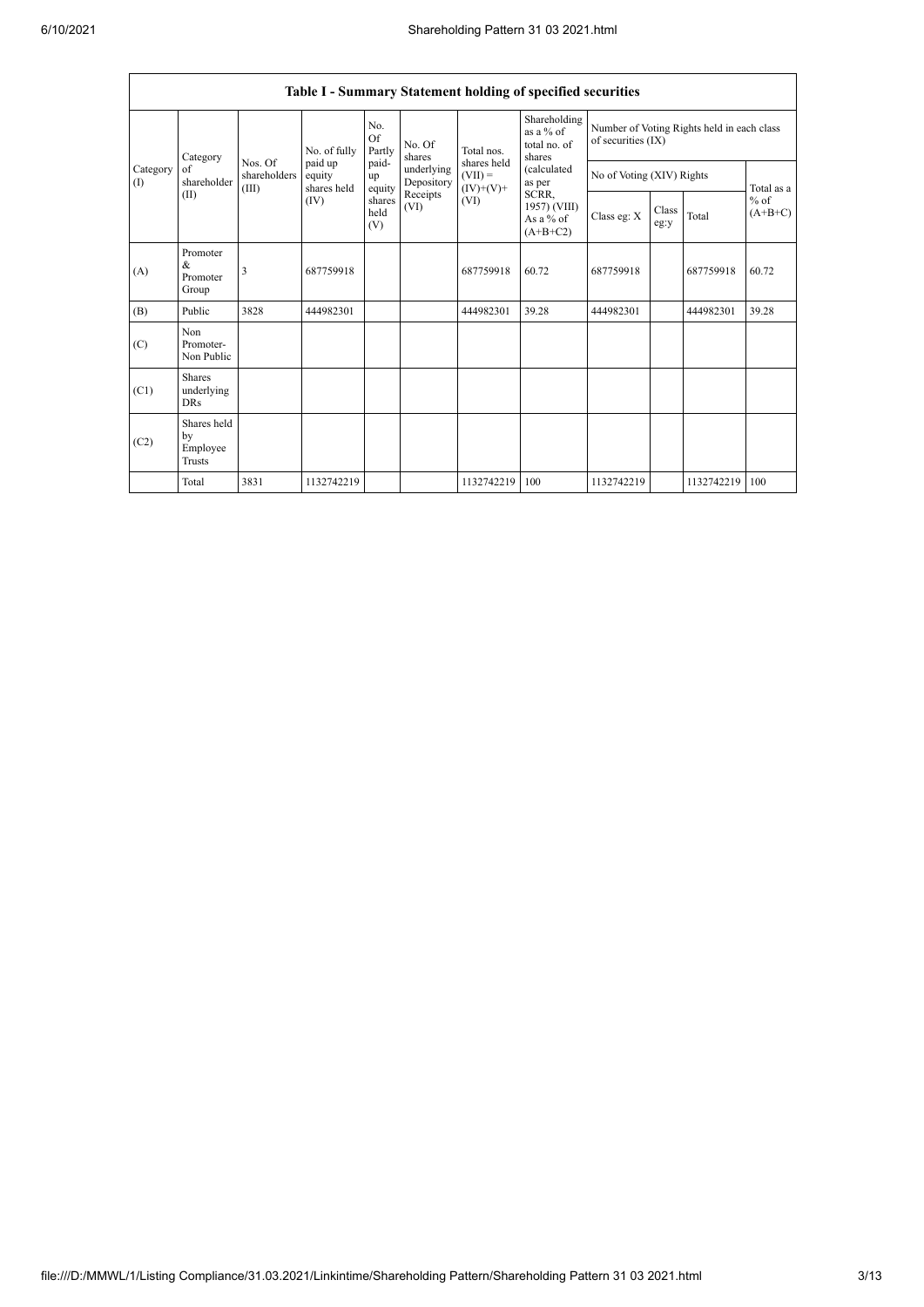# Table I - Summary Statement holding of specified securities

| Category (I) | Category of shareholder (II) | Nos. Of shareholders (III) | No. of fully paid up equity shares held (IV) | No. Of Partly paid-up equity shares held (V) | No. Of shares underlying Depository Receipts (VI) | Total nos. shares held (VII) = (IV)+(V)+ (VI) | Shareholding as a % of total no. of shares (calculated as per SCRR, 1957) (VIII) As a % of (A+B+C2) | Number of Voting Rights held in each class of securities (IX) | | | |
|---|---|---|---|---|---|---|---|---|---|---|---|
| | | | | | | | | No of Voting (XIV) Rights | | | Total as a % of (A+B+C) |
| | | | | | | | | Class eg: X | Class eg:y | Total | |
| (A) | Promoter & Promoter Group | 3 | 687759918 | | | 687759918 | 60.72 | 687759918 | | 687759918 | 60.72 |
| (B) | Public | 3828 | 444982301 | | | 444982301 | 39.28 | 444982301 | | 444982301 | 39.28 |
| (C) | Non Promoter- Non Public | | | | | | | | | | |
| (C1) | Shares underlying DRs | | | | | | | | | | |
| (C2) | Shares held by Employee Trusts | | | | | | | | | | |
| | Total | 3831 | 1132742219 | | | 1132742219 | 100 | 1132742219 | | 1132742219 | 100 |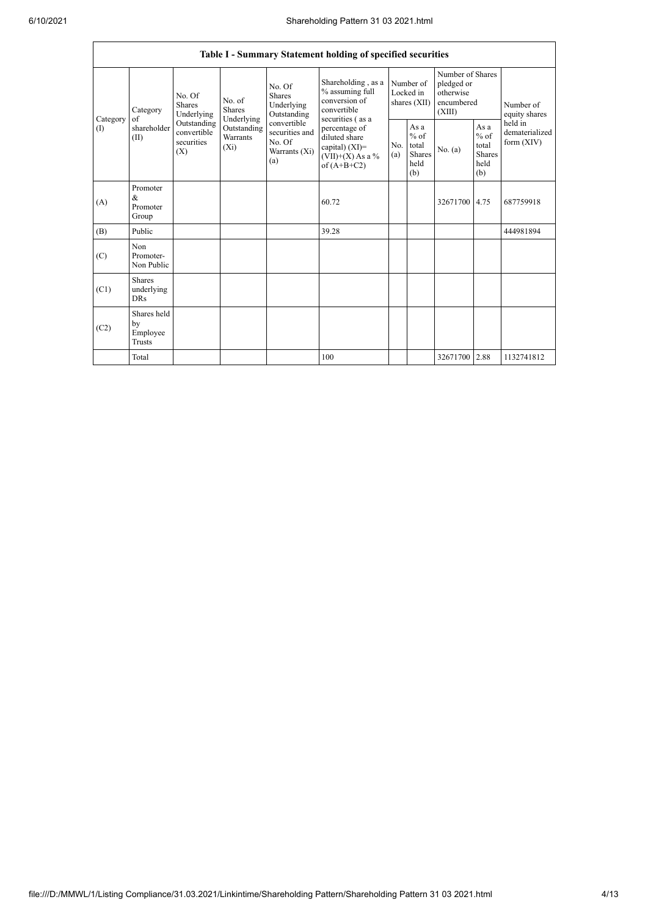| Table I - Summary Statement holding of specified securities | | | | | | | | | | | |
|---|---|---|---|---|---|---|---|---|---|---|---|
| Category (I) | Category of shareholder (II) | No. Of Shares Underlying Outstanding convertible securities (X) | No. of Shares Underlying Outstanding Warrants (Xi) | No. Of Shares Underlying Outstanding convertible securities and No. Of Warrants (Xi) (a) | Shareholding , as a % assuming full conversion of convertible securities ( as a percentage of diluted share capital) (XI)= (VII)+(X) As a % of (A+B+C2) | Number of Locked in shares (XII) | | Number of Shares pledged or otherwise encumbered (XIII) | | Number of equity shares held in dematerialized form (XIV) |
| | | | | | | No. (a) | As a % of total Shares held (b) | No. (a) | As a % of total Shares held (b) | |
| (A) | Promoter & Promoter Group | | | | 60.72 | | | 32671700 | 4.75 | 687759918 |
| (B) | Public | | | | 39.28 | | | | | 444981894 |
| (C) | Non Promoter- Non Public | | | | | | | | | |
| (C1) | Shares underlying DRs | | | | | | | | | |
| (C2) | Shares held by Employee Trusts | | | | | | | | | |
| | Total | | | | 100 | | | 32671700 | 2.88 | 1132741812 |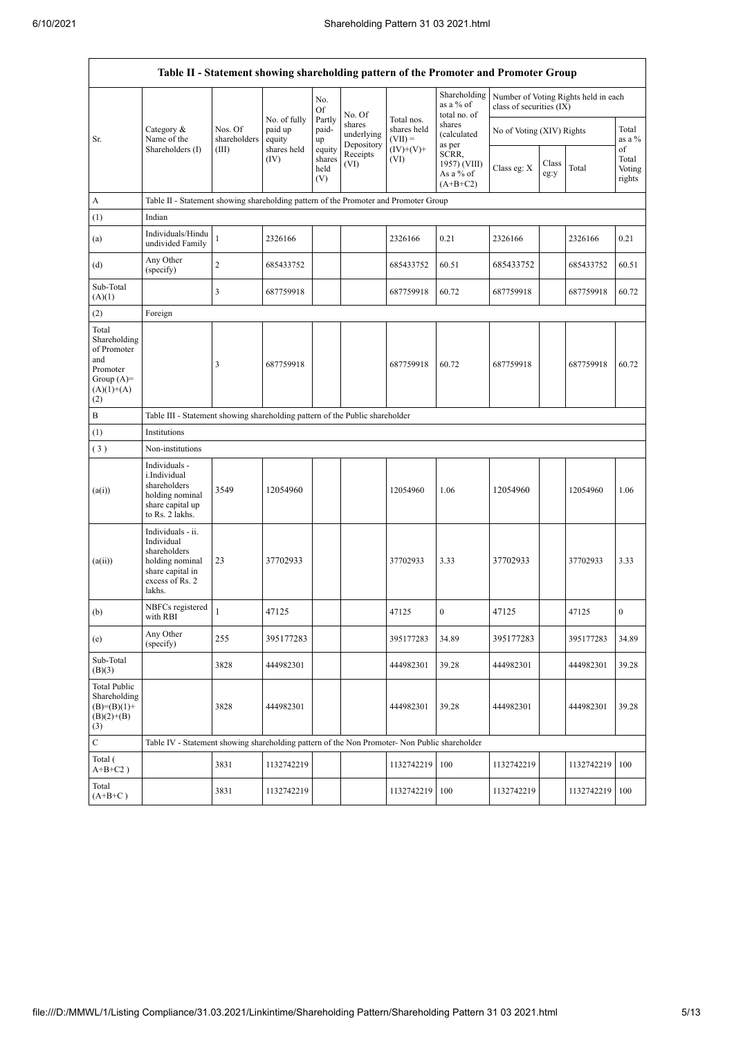| Table II - Statement showing shareholding pattern of the Promoter and Promoter Group | | | | | | | | | | | |
|---|---|---|---|---|---|---|---|---|---|---|---|
| Sr. | Category & Name of the Shareholders (I) | Nos. Of shareholders (III) | No. of fully paid up equity shares held (IV) | No. Of Partly paid-up equity shares held (V) | No. Of shares underlying Depository Receipts (VI) | Total nos. shares held (VII) = (IV)+(V)+ (VI) | Shareholding as a % of total no. of shares (calculated as per SCRR, 1957) (VIII) As a % of (A+B+C2) | Number of Voting Rights held in each class of securities (IX) | | | |
| | | | | | | | | No of Voting (XIV) Rights | | | Total as a % of Total Voting rights |
| | | | | | | | | Class eg: X | Class eg:y | Total | |
| A | Table II - Statement showing shareholding pattern of the Promoter and Promoter Group | | | | | | | | | | |
| (1) | Indian | | | | | | | | | | |
| (a) | Individuals/Hindu undivided Family | 1 | 2326166 | | | 2326166 | 0.21 | 2326166 | | 2326166 | 0.21 |
| (d) | Any Other (specify) | 2 | 685433752 | | | 685433752 | 60.51 | 685433752 | | 685433752 | 60.51 |
| Sub-Total (A)(1) | | 3 | 687759918 | | | 687759918 | 60.72 | 687759918 | | 687759918 | 60.72 |
| (2) | Foreign | | | | | | | | | | |
| Total Shareholding of Promoter and Promoter Group (A)=(A)(1)+(A)(2) | | 3 | 687759918 | | | 687759918 | 60.72 | 687759918 | | 687759918 | 60.72 |
| B | Table III - Statement showing shareholding pattern of the Public shareholder | | | | | | | | | | |
| (1) | Institutions | | | | | | | | | | |
| (3) | Non-institutions | | | | | | | | | | |
| (a(i)) | Individuals - i.Individual shareholders holding nominal share capital up to Rs. 2 lakhs. | 3549 | 12054960 | | | 12054960 | 1.06 | 12054960 | | 12054960 | 1.06 |
| (a(ii)) | Individuals - ii. Individual shareholders holding nominal share capital in excess of Rs. 2 lakhs. | 23 | 37702933 | | | 37702933 | 3.33 | 37702933 | | 37702933 | 3.33 |
| (b) | NBFCs registered with RBI | 1 | 47125 | | | 47125 | 0 | 47125 | | 47125 | 0 |
| (e) | Any Other (specify) | 255 | 395177283 | | | 395177283 | 34.89 | 395177283 | | 395177283 | 34.89 |
| Sub-Total (B)(3) | | 3828 | 444982301 | | | 444982301 | 39.28 | 444982301 | | 444982301 | 39.28 |
| Total Public Shareholding (B)=(B)(1)+(B)(2)+(B)(3) | | 3828 | 444982301 | | | 444982301 | 39.28 | 444982301 | | 444982301 | 39.28 |
| C | Table IV - Statement showing shareholding pattern of the Non Promoter- Non Public shareholder | | | | | | | | | | |
| Total ( A+B+C2 ) | | 3831 | 1132742219 | | | 1132742219 | 100 | 1132742219 | | 1132742219 | 100 |
| Total (A+B+C ) | | 3831 | 1132742219 | | | 1132742219 | 100 | 1132742219 | | 1132742219 | 100 |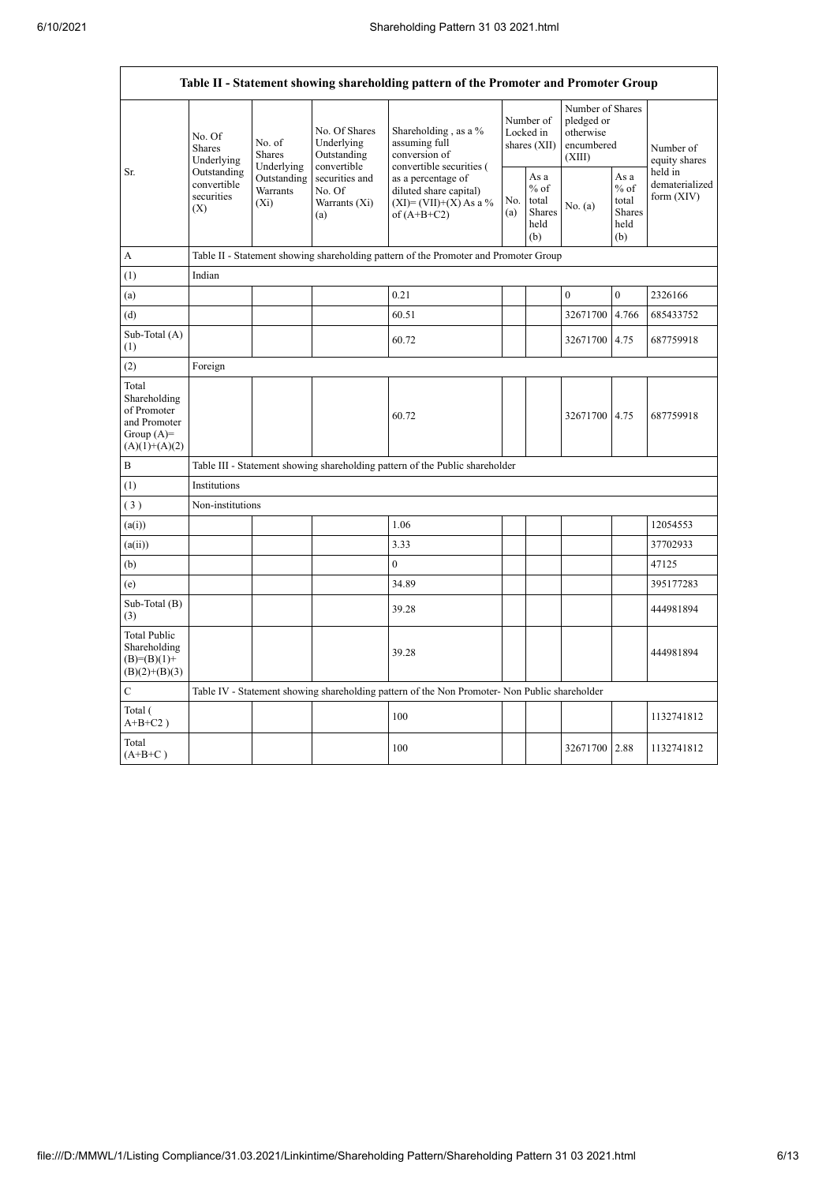| Table II - Statement showing shareholding pattern of the Promoter and Promoter Group | | | | | | | | | |
|---|---|---|---|---|---|---|---|---|---|
| Sr. | No. Of Shares Underlying Outstanding convertible securities (X) | No. of Shares Underlying Outstanding Warrants (Xi) | No. Of Shares Underlying Outstanding convertible securities and No. Of Warrants (Xi) (a) | Shareholding , as a % assuming full conversion of convertible securities ( as a percentage of diluted share capital) (XI)= (VII)+(X) As a % of (A+B+C2) | Number of Locked in shares (XII) | | Number of Shares pledged or otherwise encumbered (XIII) | | Number of equity shares held in dematerialized form (XIV) |
| | | | | | No. (a) | As a % of total Shares held (b) | No. (a) | As a % of total Shares held (b) | |
| A | Table II - Statement showing shareholding pattern of the Promoter and Promoter Group | | | | | | | | |
| (1) | Indian | | | | | | | | |
| (a) | | | | 0.21 | | | 0 | 0 | 2326166 |
| (d) | | | | 60.51 | | | 32671700 | 4.766 | 685433752 |
| Sub-Total (A) (1) | | | | 60.72 | | | 32671700 | 4.75 | 687759918 |
| (2) | Foreign | | | | | | | | |
| Total Shareholding of Promoter and Promoter Group (A)= (A)(1)+(A)(2) | | | | 60.72 | | | 32671700 | 4.75 | 687759918 |
| B | Table III - Statement showing shareholding pattern of the Public shareholder | | | | | | | | |
| (1) | Institutions | | | | | | | | |
| (3) | Non-institutions | | | | | | | | |
| (a(i)) | | | | 1.06 | | | | | 12054553 |
| (a(ii)) | | | | 3.33 | | | | | 37702933 |
| (b) | | | | 0 | | | | | 47125 |
| (e) | | | | 34.89 | | | | | 395177283 |
| Sub-Total (B) (3) | | | | 39.28 | | | | | 444981894 |
| Total Public Shareholding (B)=(B)(1)+ (B)(2)+(B)(3) | | | | 39.28 | | | | | 444981894 |
| C | Table IV - Statement showing shareholding pattern of the Non Promoter- Non Public shareholder | | | | | | | | |
| Total ( A+B+C2 ) | | | | 100 | | | | | 1132741812 |
| Total (A+B+C ) | | | | 100 | | | 32671700 | 2.88 | 1132741812 |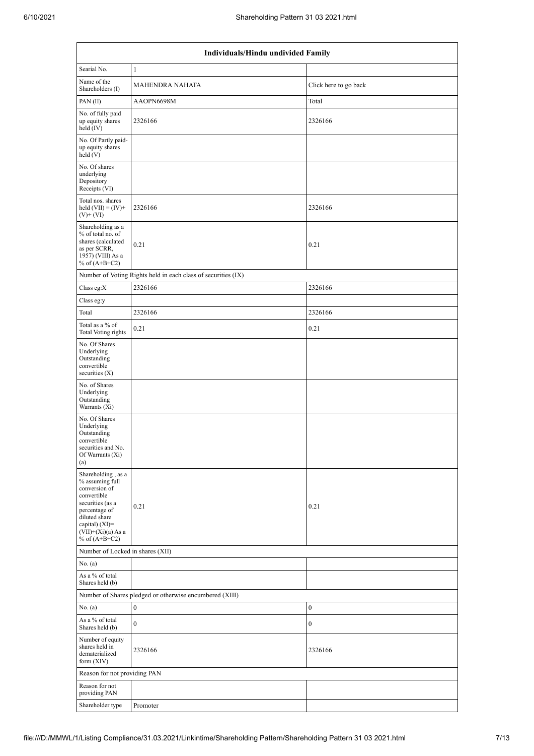| Individuals/Hindu undivided Family | | |
|---|---|---|
| Searial No. | 1 | |
| Name of the Shareholders (I) | MAHENDRA NAHATA | Click here to go back |
| PAN (II) | AAOPN6698M | Total |
| No. of fully paid up equity shares held (IV) | 2326166 | 2326166 |
| No. Of Partly paid-up equity shares held (V) | | |
| No. Of shares underlying Depository Receipts (VI) | | |
| Total nos. shares held (VII) = (IV)+(V)+ (VI) | 2326166 | 2326166 |
| Shareholding as a % of total no. of shares (calculated as per SCRR, 1957) (VIII) As a % of (A+B+C2) | 0.21 | 0.21 |
| Number of Voting Rights held in each class of securities (IX) | | |
| Class eg:X | 2326166 | 2326166 |
| Class eg:y | | |
| Total | 2326166 | 2326166 |
| Total as a % of Total Voting rights | 0.21 | 0.21 |
| No. Of Shares Underlying Outstanding convertible securities (X) | | |
| No. of Shares Underlying Outstanding Warrants (Xi) | | |
| No. Of Shares Underlying Outstanding convertible securities and No. Of Warrants (Xi) (a) | | |
| Shareholding , as a % assuming full conversion of convertible securities (as a percentage of diluted share capital) (XI)= (VII)+(Xi)(a) As a % of (A+B+C2) | 0.21 | 0.21 |
| Number of Locked in shares (XII) | | |
| No. (a) | | |
| As a % of total Shares held (b) | | |
| Number of Shares pledged or otherwise encumbered (XIII) | | |
| No. (a) | 0 | 0 |
| As a % of total Shares held (b) | 0 | 0 |
| Number of equity shares held in dematerialized form (XIV) | 2326166 | 2326166 |
| Reason for not providing PAN | | |
| Reason for not providing PAN | | |
| Shareholder type | Promoter | |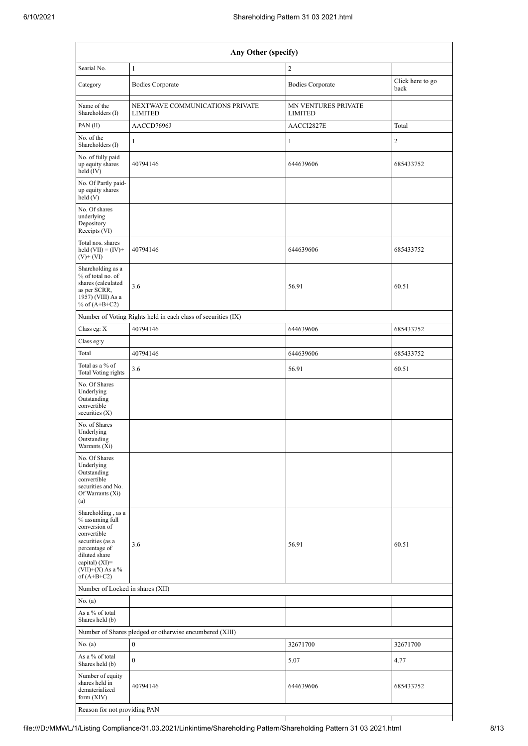| Any Other (specify) | | | |
|---|---|---|---|
| Searial No. | 1 | 2 | |
| Category | Bodies Corporate | Bodies Corporate | Click here to go back |
| Name of the Shareholders (I) | NEXTWAVE COMMUNICATIONS PRIVATE LIMITED | MN VENTURES PRIVATE LIMITED | |
| PAN (II) | AACCD7696J | AACCI2827E | Total |
| No. of the Shareholders (I) | 1 | 1 | 2 |
| No. of fully paid up equity shares held (IV) | 40794146 | 644639606 | 685433752 |
| No. Of Partly paid-up equity shares held (V) | | | |
| No. Of shares underlying Depository Receipts (VI) | | | |
| Total nos. shares held (VII) = (IV)+ (V)+ (VI) | 40794146 | 644639606 | 685433752 |
| Shareholding as a % of total no. of shares (calculated as per SCRR, 1957) (VIII) As a % of (A+B+C2) | 3.6 | 56.91 | 60.51 |
| Number of Voting Rights held in each class of securities (IX) | | | |
| Class eg: X | 40794146 | 644639606 | 685433752 |
| Class eg:y | | | |
| Total | 40794146 | 644639606 | 685433752 |
| Total as a % of Total Voting rights | 3.6 | 56.91 | 60.51 |
| No. Of Shares Underlying Outstanding convertible securities (X) | | | |
| No. of Shares Underlying Outstanding Warrants (Xi) | | | |
| No. Of Shares Underlying Outstanding convertible securities and No. Of Warrants (Xi) (a) | | | |
| Shareholding , as a % assuming full conversion of convertible securities (as a percentage of diluted share capital) (XI)= (VII)+(X) As a % of (A+B+C2) | 3.6 | 56.91 | 60.51 |
| Number of Locked in shares (XII) | | | |
| No. (a) | | | |
| As a % of total Shares held (b) | | | |
| Number of Shares pledged or otherwise encumbered (XIII) | | | |
| No. (a) | 0 | 32671700 | 32671700 |
| As a % of total Shares held (b) | 0 | 5.07 | 4.77 |
| Number of equity shares held in dematerialized form (XIV) | 40794146 | 644639606 | 685433752 |
| Reason for not providing PAN | | | |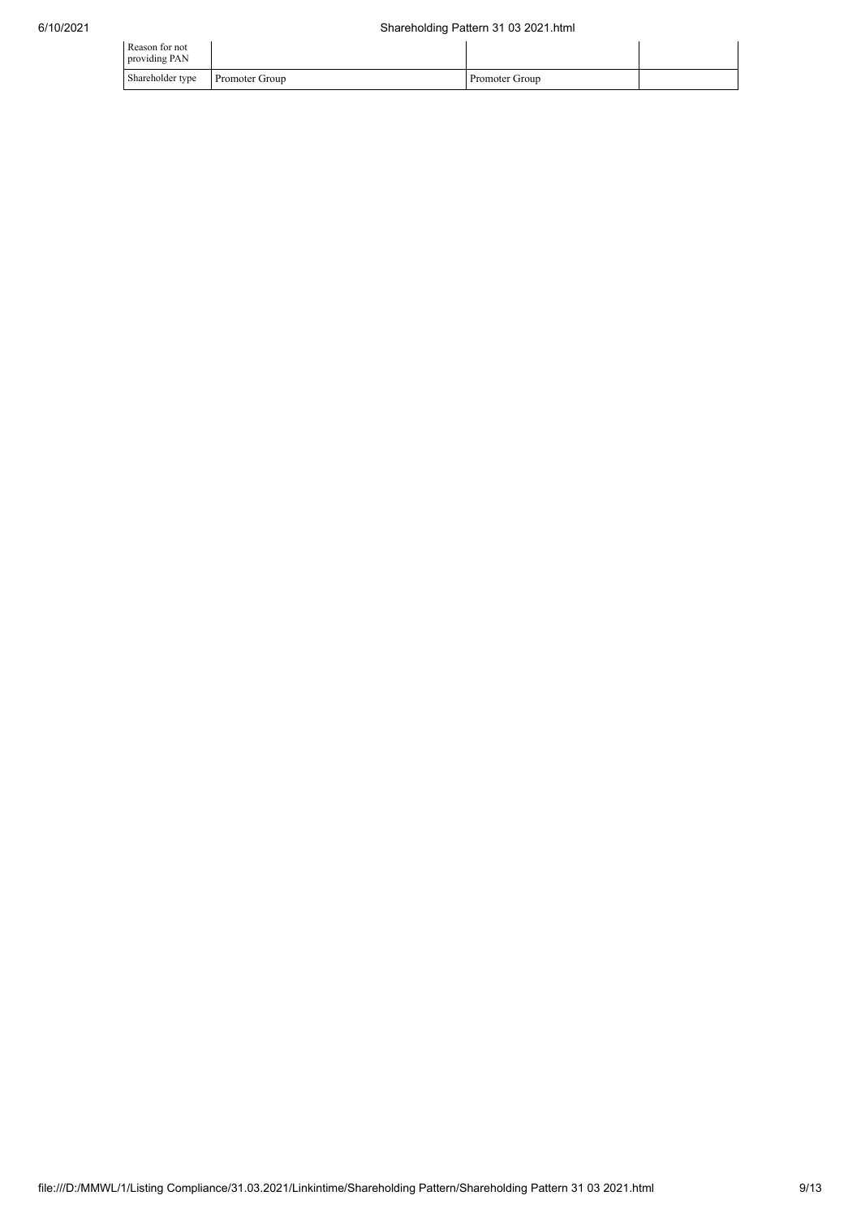| Reason for not providing PAN | | | |
|---|---|---|---|
| Shareholder type | Promoter Group | Promoter Group | |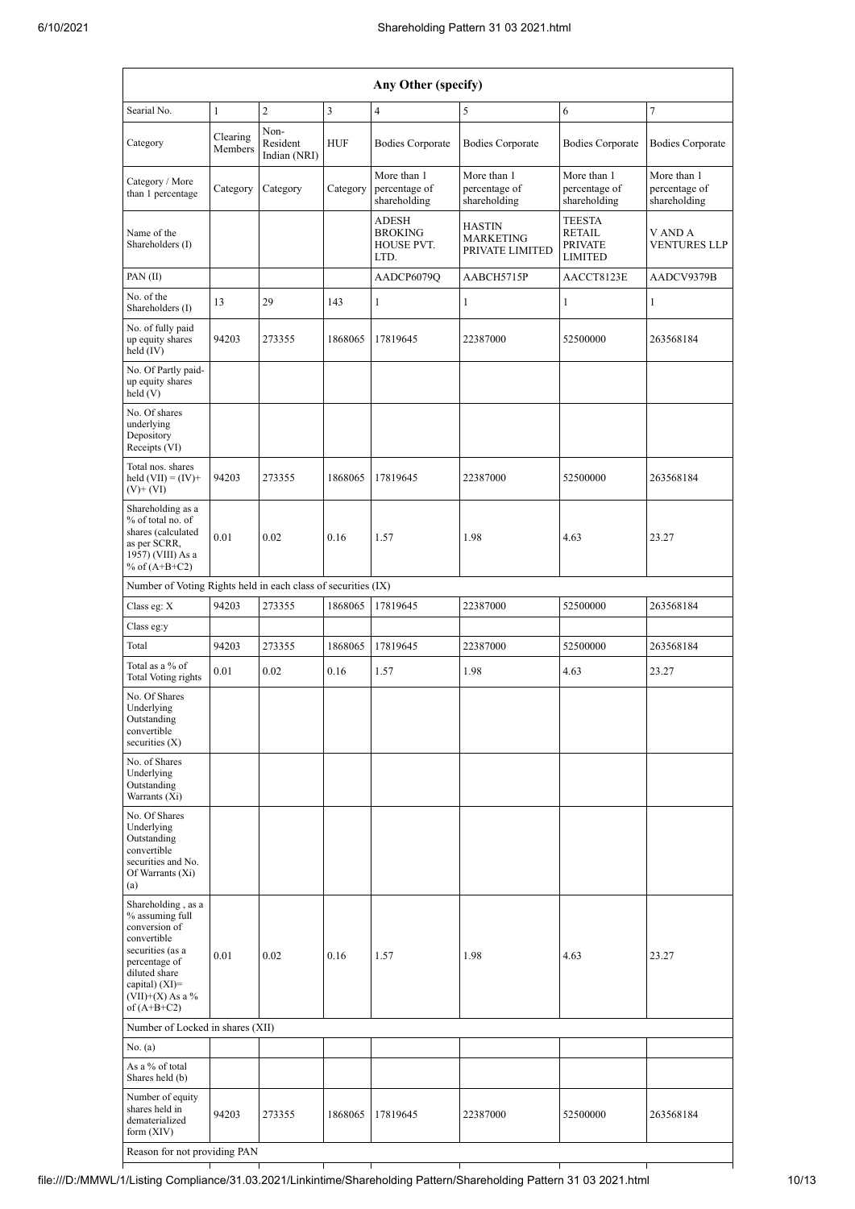| Any Other (specify) | | | | | | | |
|---|---|---|---|---|---|---|---|
| Searial No. | 1 | 2 | 3 | 4 | 5 | 6 | 7 |
| Category | Clearing Members | Non-Resident Indian (NRI) | HUF | Bodies Corporate | Bodies Corporate | Bodies Corporate | Bodies Corporate |
| Category / More than 1 percentage | Category | Category | Category | More than 1 percentage of shareholding | More than 1 percentage of shareholding | More than 1 percentage of shareholding | More than 1 percentage of shareholding |
| Name of the Shareholders (I) | | | | ADESH BROKING HOUSE PVT. LTD. | HASTIN MARKETING PRIVATE LIMITED | TEESTA RETAIL PRIVATE LIMITED | V AND A VENTURES LLP |
| PAN (II) | | | | AADCP6079Q | AABCH5715P | AACCT8123E | AADCV9379B |
| No. of the Shareholders (I) | 13 | 29 | 143 | 1 | 1 | 1 | 1 |
| No. of fully paid up equity shares held (IV) | 94203 | 273355 | 1868065 | 17819645 | 22387000 | 52500000 | 263568184 |
| No. Of Partly paid-up equity shares held (V) | | | | | | | |
| No. Of shares underlying Depository Receipts (VI) | | | | | | | |
| Total nos. shares held (VII) = (IV)+ (V)+ (VI) | 94203 | 273355 | 1868065 | 17819645 | 22387000 | 52500000 | 263568184 |
| Shareholding as a % of total no. of shares (calculated as per SCRR, 1957) (VIII) As a % of (A+B+C2) | 0.01 | 0.02 | 0.16 | 1.57 | 1.98 | 4.63 | 23.27 |
| Number of Voting Rights held in each class of securities (IX) | | | | | | | |
| Class eg: X | 94203 | 273355 | 1868065 | 17819645 | 22387000 | 52500000 | 263568184 |
| Class eg:y | | | | | | | |
| Total | 94203 | 273355 | 1868065 | 17819645 | 22387000 | 52500000 | 263568184 |
| Total as a % of Total Voting rights | 0.01 | 0.02 | 0.16 | 1.57 | 1.98 | 4.63 | 23.27 |
| No. Of Shares Underlying Outstanding convertible securities (X) | | | | | | | |
| No. of Shares Underlying Outstanding Warrants (Xi) | | | | | | | |
| No. Of Shares Underlying Outstanding convertible securities and No. Of Warrants (Xi) (a) | | | | | | | |
| Shareholding , as a % assuming full conversion of convertible securities (as a percentage of diluted share capital) (XI)= (VII)+(X) As a % of (A+B+C2) | 0.01 | 0.02 | 0.16 | 1.57 | 1.98 | 4.63 | 23.27 |
| Number of Locked in shares (XII) | | | | | | | |
| No. (a) | | | | | | | |
| As a % of total Shares held (b) | | | | | | | |
| Number of equity shares held in dematerialized form (XIV) | 94203 | 273355 | 1868065 | 17819645 | 22387000 | 52500000 | 263568184 |
| Reason for not providing PAN | | | | | | | |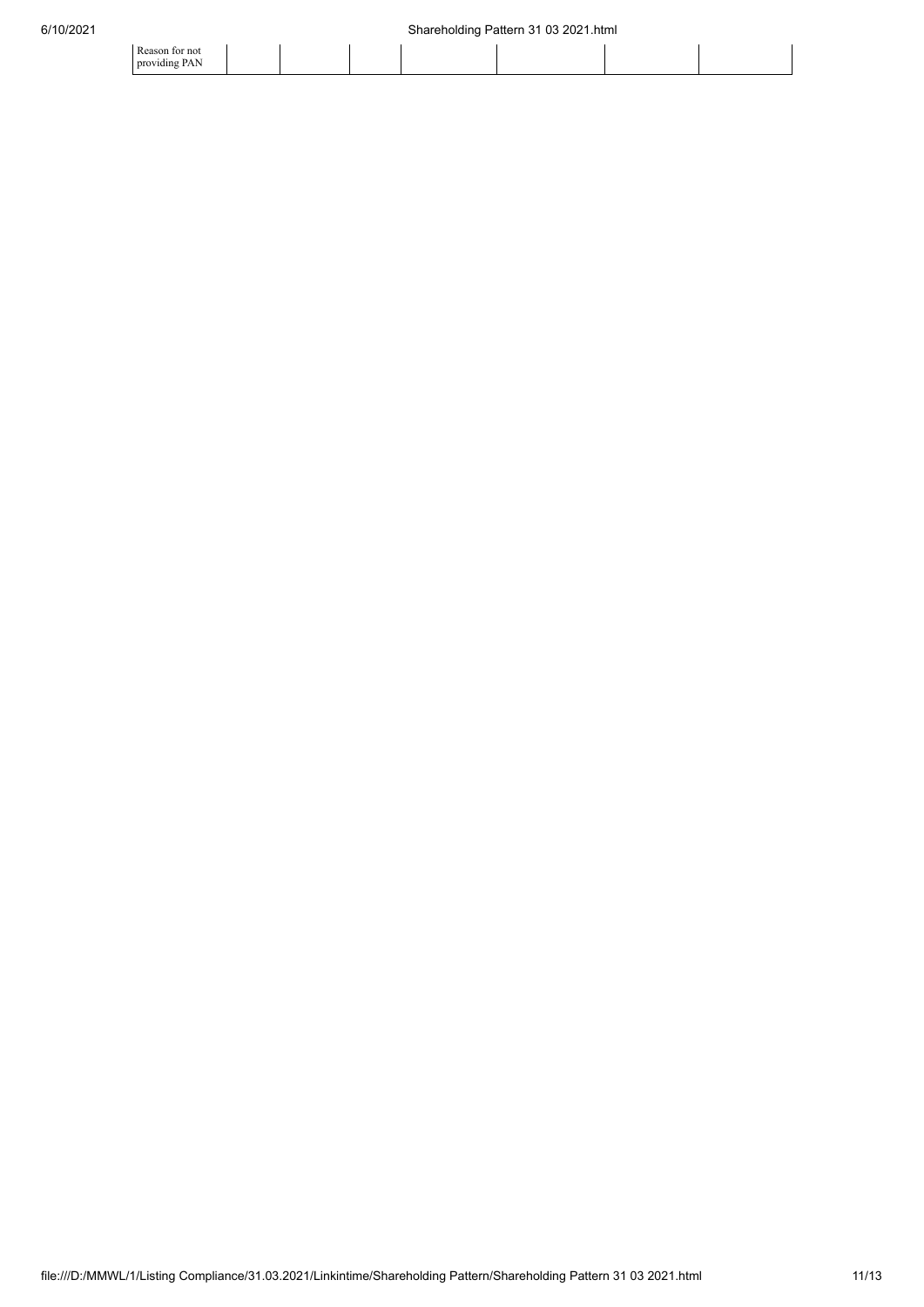| Reason for not providing PAN | | | | | | | |
|---|---|---|---|---|---|---|---|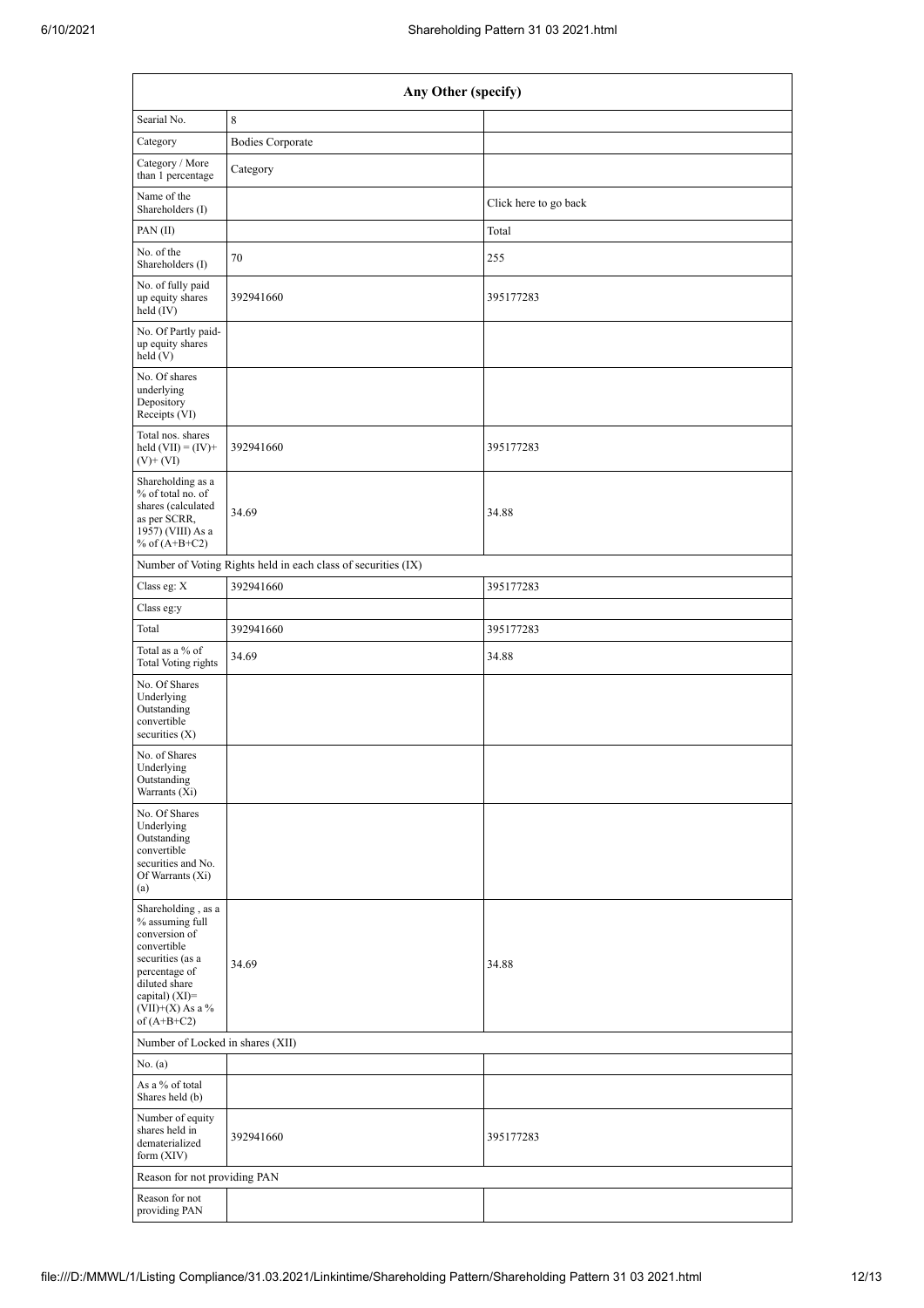| Any Other (specify) | | |
|---|---|---|
| Searial No. | 8 | |
| Category | Bodies Corporate | |
| Category / More than 1 percentage | Category | |
| Name of the Shareholders (I) | | Click here to go back |
| PAN (II) | | Total |
| No. of the Shareholders (I) | 70 | 255 |
| No. of fully paid up equity shares held (IV) | 392941660 | 395177283 |
| No. Of Partly paid-up equity shares held (V) | | |
| No. Of shares underlying Depository Receipts (VI) | | |
| Total nos. shares held (VII) = (IV)+ (V)+ (VI) | 392941660 | 395177283 |
| Shareholding as a % of total no. of shares (calculated as per SCRR, 1957) (VIII) As a % of (A+B+C2) | 34.69 | 34.88 |
| Number of Voting Rights held in each class of securities (IX) | | |
| Class eg: X | 392941660 | 395177283 |
| Class eg:y | | |
| Total | 392941660 | 395177283 |
| Total as a % of Total Voting rights | 34.69 | 34.88 |
| No. Of Shares Underlying Outstanding convertible securities (X) | | |
| No. of Shares Underlying Outstanding Warrants (Xi) | | |
| No. Of Shares Underlying Outstanding convertible securities and No. Of Warrants (Xi) (a) | | |
| Shareholding , as a % assuming full conversion of convertible securities (as a percentage of diluted share capital) (XI)= (VII)+(X) As a % of (A+B+C2) | 34.69 | 34.88 |
| Number of Locked in shares (XII) | | |
| No. (a) | | |
| As a % of total Shares held (b) | | |
| Number of equity shares held in dematerialized form (XIV) | 392941660 | 395177283 |
| Reason for not providing PAN | | |
| Reason for not providing PAN | | |